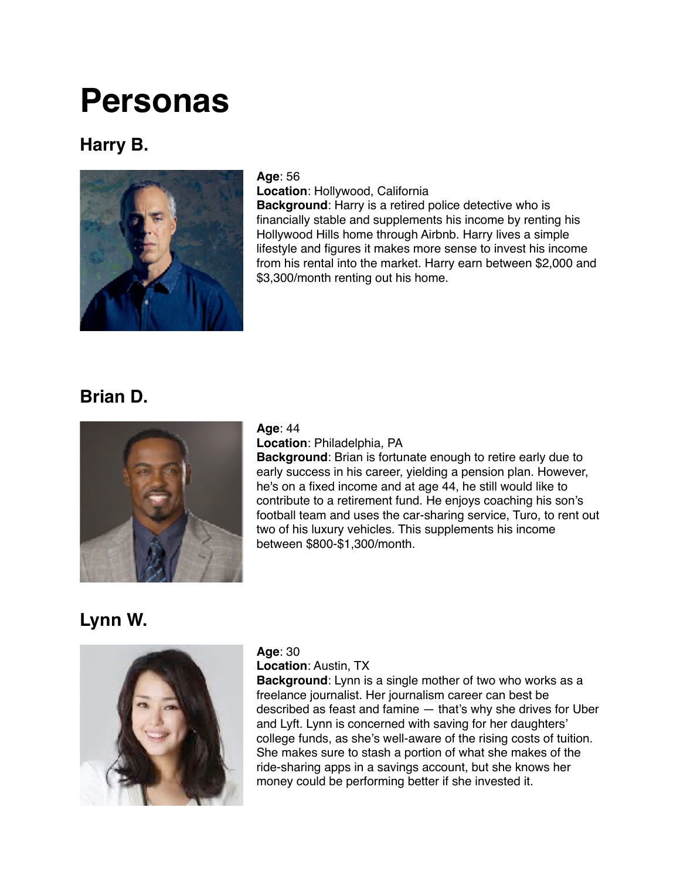# Personas

## Harry B.

**Age**: 56
**Location**: Hollywood, California
**Background**: Harry is a retired police detective who is financially stable and supplements his income by renting his Hollywood Hills home through Airbnb. Harry lives a simple lifestyle and figures it makes more sense to invest his income from his rental into the market. Harry earn between $2,000 and $3,300/month renting out his home.

## Brian D.

**Age**: 44
**Location**: Philadelphia, PA
**Background**: Brian is fortunate enough to retire early due to early success in his career, yielding a pension plan. However, he's on a fixed income and at age 44, he still would like to contribute to a retirement fund. He enjoys coaching his son's football team and uses the car-sharing service, Turo, to rent out two of his luxury vehicles. This supplements his income between $800-$1,300/month.

## Lynn W.

**Age**: 30
**Location**: Austin, TX
**Background**: Lynn is a single mother of two who works as a freelance journalist. Her journalism career can best be described as feast and famine — that's why she drives for Uber and Lyft. Lynn is concerned with saving for her daughters' college funds, as she's well-aware of the rising costs of tuition. She makes sure to stash a portion of what she makes of the ride-sharing apps in a savings account, but she knows her money could be performing better if she invested it.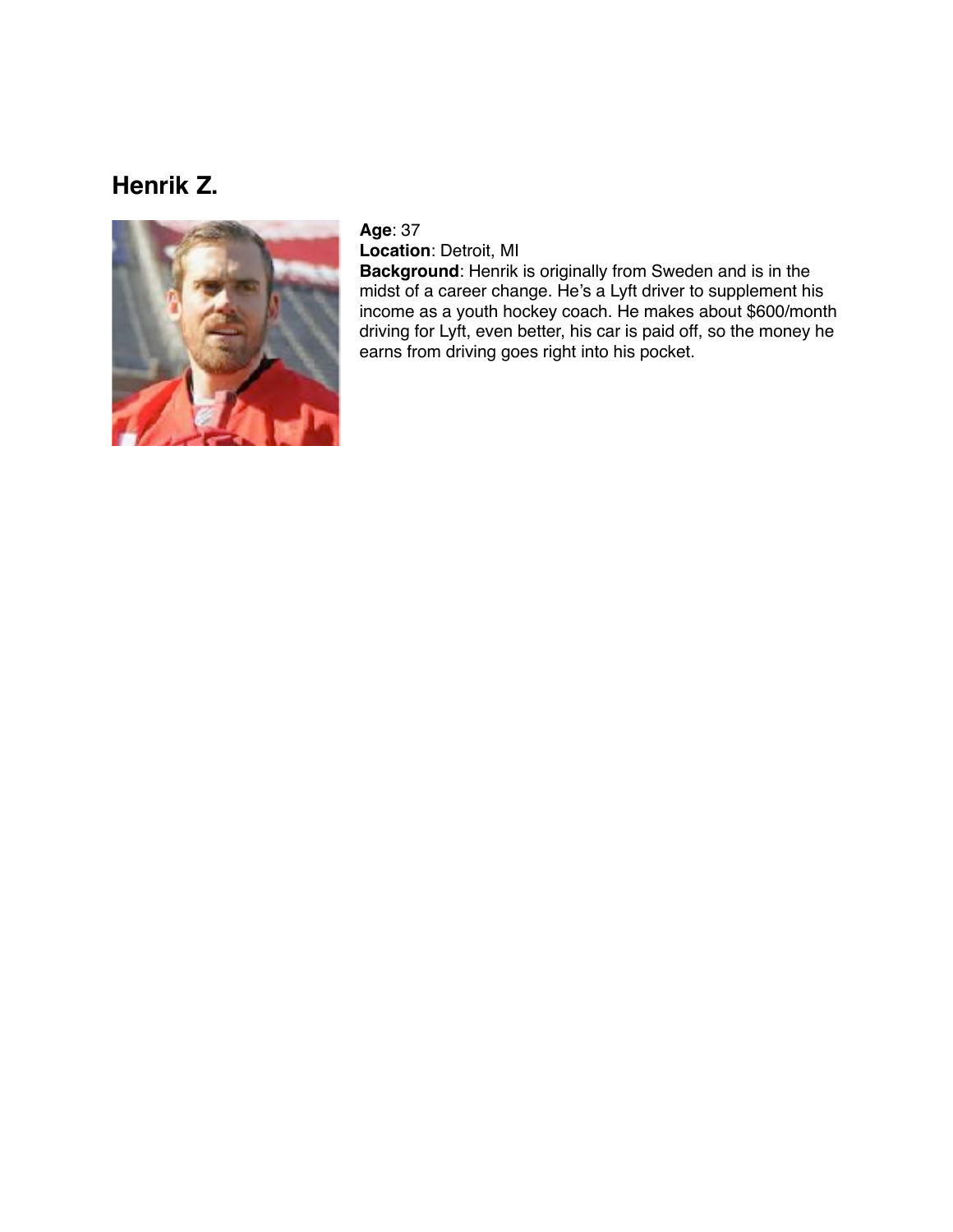## Henrik Z.

**Age**: 37
**Location**: Detroit, MI
**Background**: Henrik is originally from Sweden and is in the midst of a career change. He's a Lyft driver to supplement his income as a youth hockey coach. He makes about $600/month driving for Lyft, even better, his car is paid off, so the money he earns from driving goes right into his pocket.